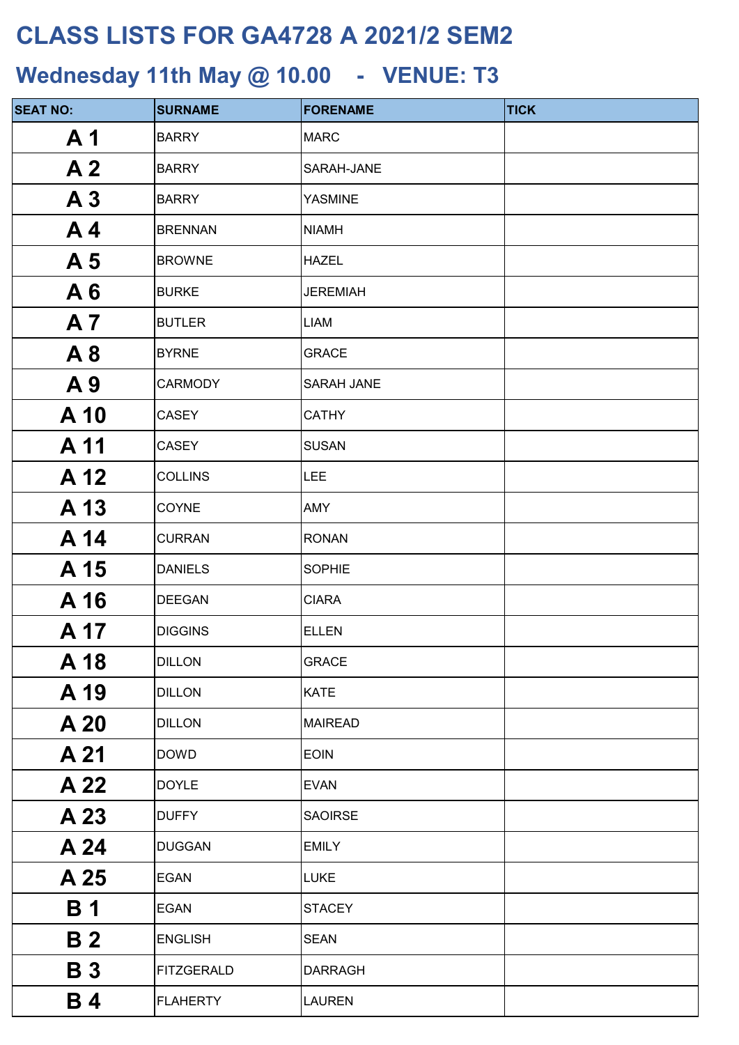# CLASS LISTS FOR GA4728 A 2021/2 SEM2

## Wednesday 11th May @ 10.00 - VENUE: T3

| SEAT NO: | SURNAME | FORENAME | TICK |
|---|---|---|---|
| A 1 | BARRY | MARC | |
| A 2 | BARRY | SARAH-JANE | |
| A 3 | BARRY | YASMINE | |
| A 4 | BRENNAN | NIAMH | |
| A 5 | BROWNE | HAZEL | |
| A 6 | BURKE | JEREMIAH | |
| A 7 | BUTLER | LIAM | |
| A 8 | BYRNE | GRACE | |
| A 9 | CARMODY | SARAH JANE | |
| A 10 | CASEY | CATHY | |
| A 11 | CASEY | SUSAN | |
| A 12 | COLLINS | LEE | |
| A 13 | COYNE | AMY | |
| A 14 | CURRAN | RONAN | |
| A 15 | DANIELS | SOPHIE | |
| A 16 | DEEGAN | CIARA | |
| A 17 | DIGGINS | ELLEN | |
| A 18 | DILLON | GRACE | |
| A 19 | DILLON | KATE | |
| A 20 | DILLON | MAIREAD | |
| A 21 | DOWD | EOIN | |
| A 22 | DOYLE | EVAN | |
| A 23 | DUFFY | SAOIRSE | |
| A 24 | DUGGAN | EMILY | |
| A 25 | EGAN | LUKE | |
| B 1 | EGAN | STACEY | |
| B 2 | ENGLISH | SEAN | |
| B 3 | FITZGERALD | DARRAGH | |
| B 4 | FLAHERTY | LAUREN | |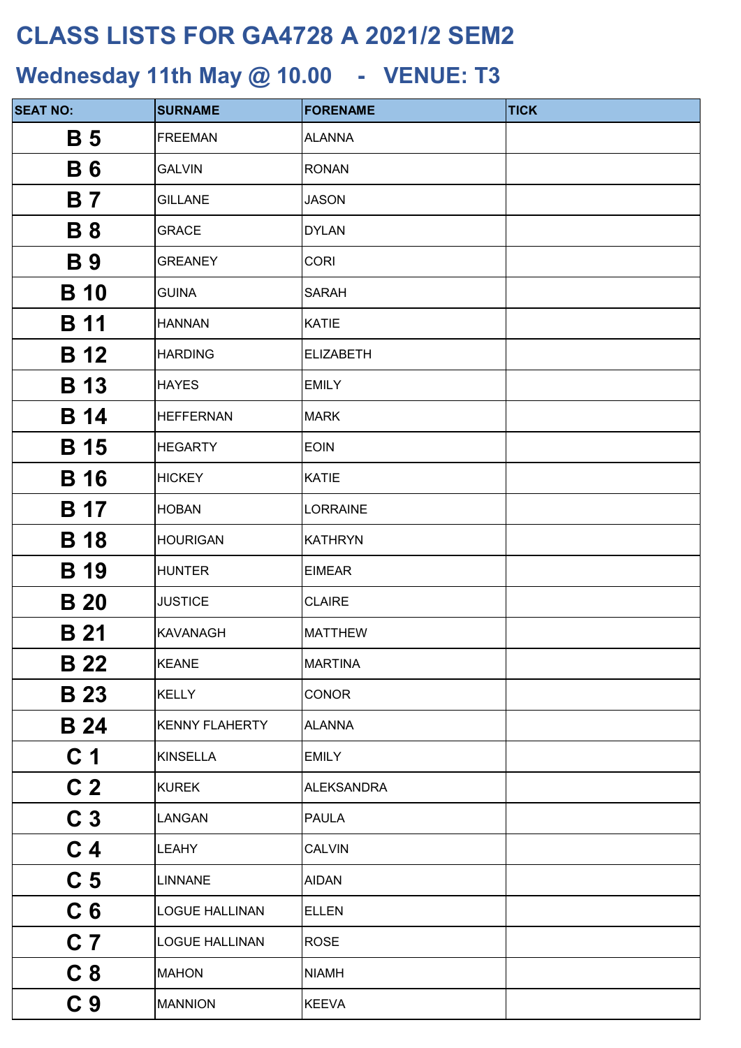# CLASS LISTS FOR GA4728 A 2021/2 SEM2

## Wednesday 11th May @ 10.00 - VENUE: T3

| SEAT NO: | SURNAME | FORENAME | TICK |
|---|---|---|---|
| B 5 | FREEMAN | ALANNA | |
| B 6 | GALVIN | RONAN | |
| B 7 | GILLANE | JASON | |
| B 8 | GRACE | DYLAN | |
| B 9 | GREANEY | CORI | |
| B 10 | GUINA | SARAH | |
| B 11 | HANNAN | KATIE | |
| B 12 | HARDING | ELIZABETH | |
| B 13 | HAYES | EMILY | |
| B 14 | HEFFERNAN | MARK | |
| B 15 | HEGARTY | EOIN | |
| B 16 | HICKEY | KATIE | |
| B 17 | HOBAN | LORRAINE | |
| B 18 | HOURIGAN | KATHRYN | |
| B 19 | HUNTER | EIMEAR | |
| B 20 | JUSTICE | CLAIRE | |
| B 21 | KAVANAGH | MATTHEW | |
| B 22 | KEANE | MARTINA | |
| B 23 | KELLY | CONOR | |
| B 24 | KENNY FLAHERTY | ALANNA | |
| C 1 | KINSELLA | EMILY | |
| C 2 | KUREK | ALEKSANDRA | |
| C 3 | LANGAN | PAULA | |
| C 4 | LEAHY | CALVIN | |
| C 5 | LINNANE | AIDAN | |
| C 6 | LOGUE HALLINAN | ELLEN | |
| C 7 | LOGUE HALLINAN | ROSE | |
| C 8 | MAHON | NIAMH | |
| C 9 | MANNION | KEEVA | |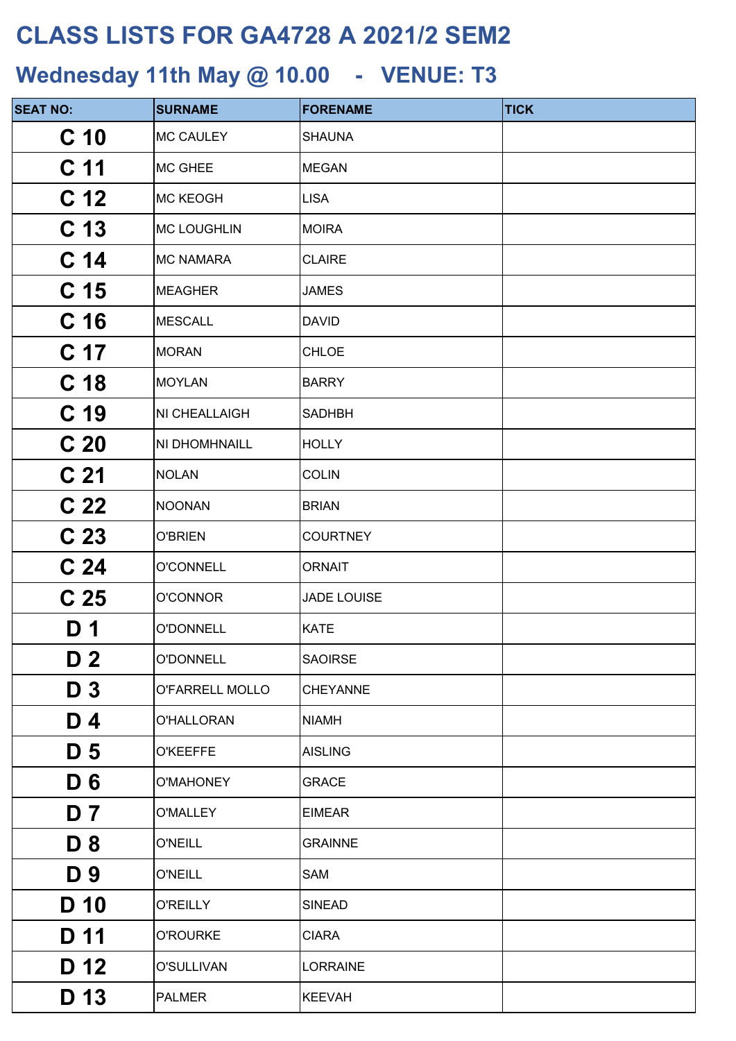# CLASS LISTS FOR GA4728 A 2021/2 SEM2

## Wednesday 11th May @ 10.00 - VENUE: T3

| SEAT NO: | SURNAME | FORENAME | TICK |
|---|---|---|---|
| C 10 | MC CAULEY | SHAUNA | |
| C 11 | MC GHEE | MEGAN | |
| C 12 | MC KEOGH | LISA | |
| C 13 | MC LOUGHLIN | MOIRA | |
| C 14 | MC NAMARA | CLAIRE | |
| C 15 | MEAGHER | JAMES | |
| C 16 | MESCALL | DAVID | |
| C 17 | MORAN | CHLOE | |
| C 18 | MOYLAN | BARRY | |
| C 19 | NI CHEALLAIGH | SADHBH | |
| C 20 | NI DHOMHNAILL | HOLLY | |
| C 21 | NOLAN | COLIN | |
| C 22 | NOONAN | BRIAN | |
| C 23 | O'BRIEN | COURTNEY | |
| C 24 | O'CONNELL | ORNAIT | |
| C 25 | O'CONNOR | JADE LOUISE | |
| D 1 | O'DONNELL | KATE | |
| D 2 | O'DONNELL | SAOIRSE | |
| D 3 | O'FARRELL MOLLO | CHEYANNE | |
| D 4 | O'HALLORAN | NIAMH | |
| D 5 | O'KEEFFE | AISLING | |
| D 6 | O'MAHONEY | GRACE | |
| D 7 | O'MALLEY | EIMEAR | |
| D 8 | O'NEILL | GRAINNE | |
| D 9 | O'NEILL | SAM | |
| D 10 | O'REILLY | SINEAD | |
| D 11 | O'ROURKE | CIARA | |
| D 12 | O'SULLIVAN | LORRAINE | |
| D 13 | PALMER | KEEVAH | |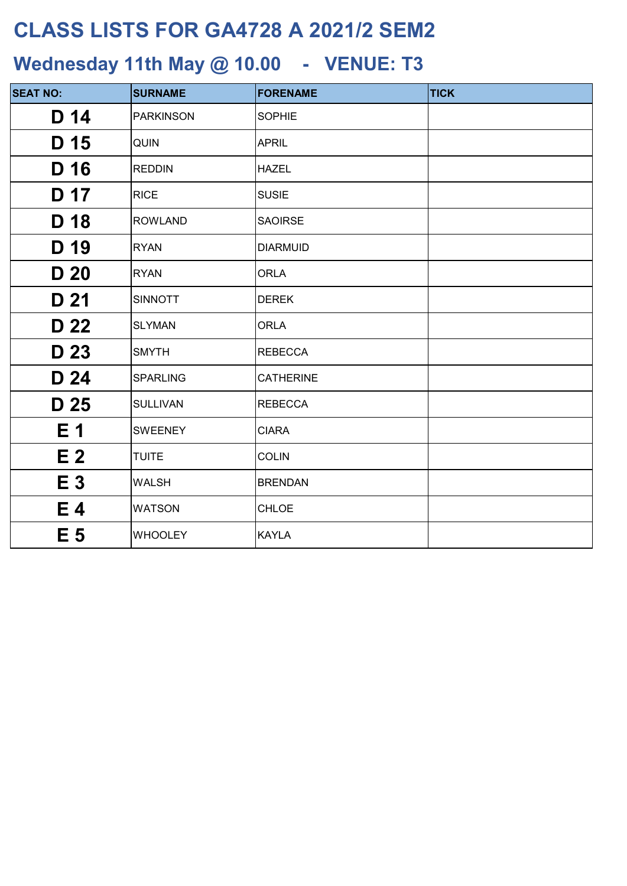# CLASS LISTS FOR GA4728 A 2021/2 SEM2

## Wednesday 11th May @ 10.00 - VENUE: T3

| SEAT NO: | SURNAME | FORENAME | TICK |
|---|---|---|---|
| **D 14** | PARKINSON | SOPHIE | |
| **D 15** | QUIN | APRIL | |
| **D 16** | REDDIN | HAZEL | |
| **D 17** | RICE | SUSIE | |
| **D 18** | ROWLAND | SAOIRSE | |
| **D 19** | RYAN | DIARMUID | |
| **D 20** | RYAN | ORLA | |
| **D 21** | SINNOTT | DEREK | |
| **D 22** | SLYMAN | ORLA | |
| **D 23** | SMYTH | REBECCA | |
| **D 24** | SPARLING | CATHERINE | |
| **D 25** | SULLIVAN | REBECCA | |
| **E 1** | SWEENEY | CIARA | |
| **E 2** | TUITE | COLIN | |
| **E 3** | WALSH | BRENDAN | |
| **E 4** | WATSON | CHLOE | |
| **E 5** | WHOOLEY | KAYLA | |